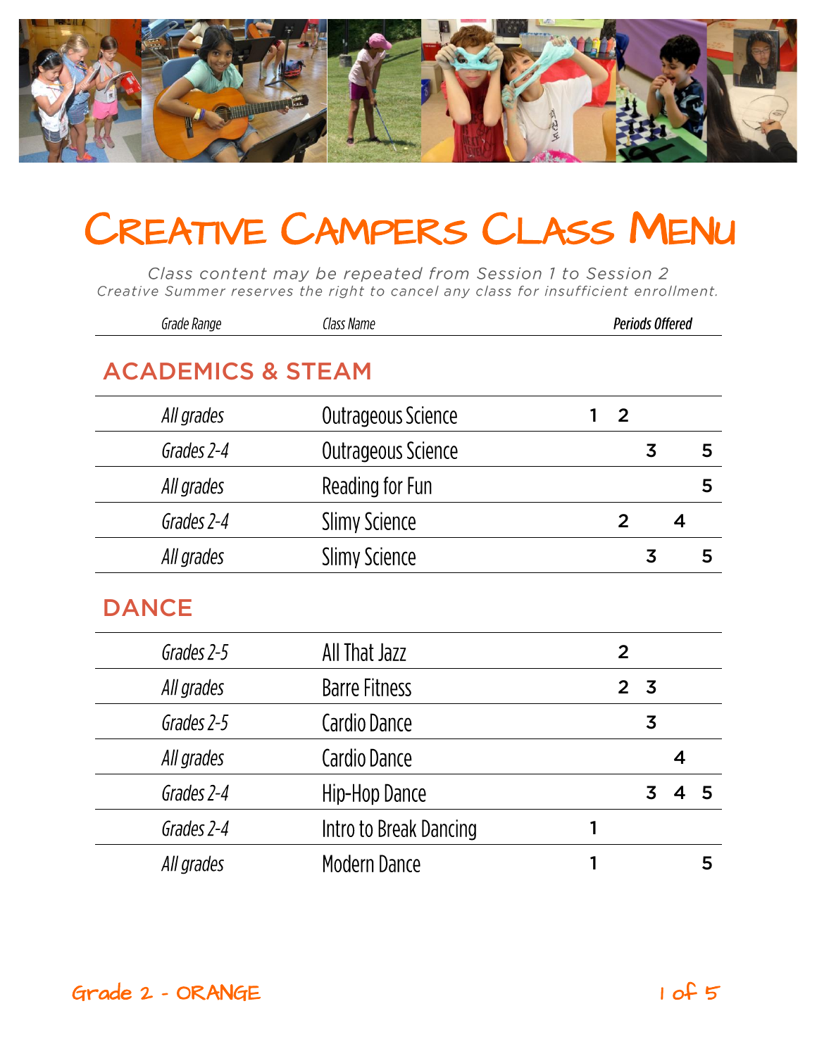# Creative Campers Class Menu

*Class content may be repeated from Session 1 to Session 2*
*Creative Summer reserves the right to cancel any class for insufficient enrollment.*

| Grade Range | Class Name | Periods Offered | | | | |
|---|---|---|---|---|---|---|
| **ACADEMICS & STEAM** | | | | | | |
| *All grades* | Outrageous Science | 1 | 2 | | | |
| *Grades 2-4* | Outrageous Science | | | 3 | | 5 |
| *All grades* | Reading for Fun | | | | | 5 |
| *Grades 2-4* | Slimy Science | | 2 | | 4 | |
| *All grades* | Slimy Science | | | 3 | | 5 |
| **DANCE** | | | | | | |
| *Grades 2-5* | All That Jazz | | 2 | | | |
| *All grades* | Barre Fitness | | 2 | 3 | | |
| *Grades 2-5* | Cardio Dance | | | 3 | | |
| *All grades* | Cardio Dance | | | | 4 | |
| *Grades 2-4* | Hip-Hop Dance | | | 3 | 4 | 5 |
| *Grades 2-4* | Intro to Break Dancing | 1 | | | | |
| *All grades* | Modern Dance | 1 | | | | 5 |

Grade 2 - ORANGE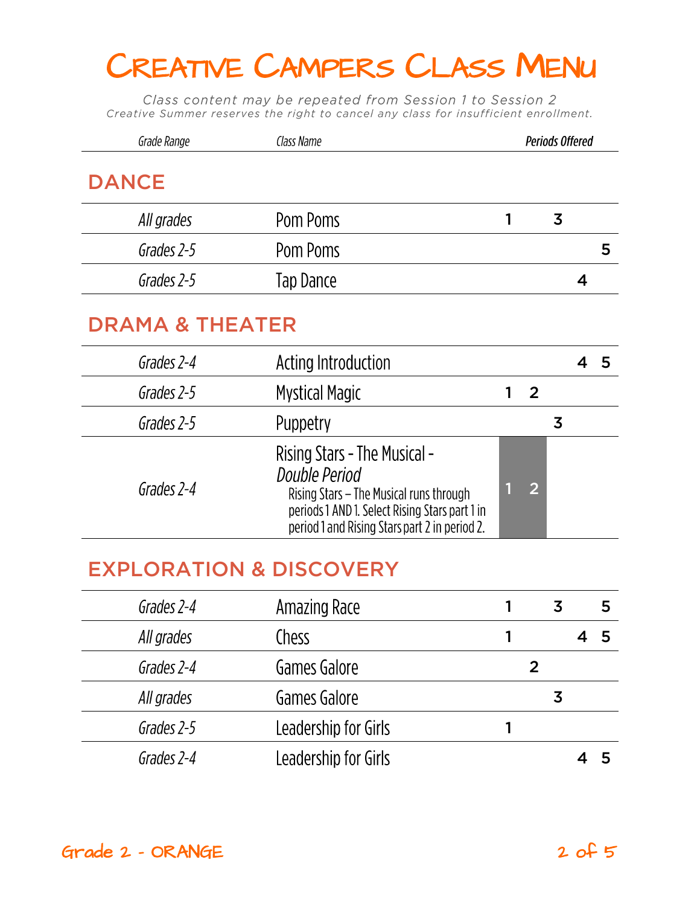# Creative Campers Class Menu

*Class content may be repeated from Session 1 to Session 2*
*Creative Summer reserves the right to cancel any class for insufficient enrollment.*

## DANCE

| Grade Range | Class Name | Periods Offered | | | | |
|---|---|---|---|---|---|---|
| *All grades* | Pom Poms | 1 | | 3 | | |
| *Grades 2-5* | Pom Poms | | | | | 5 |
| *Grades 2-5* | Tap Dance | | | | 4 | |

## DRAMA & THEATER

| Grade Range | Class Name | Periods Offered | | | | |
|---|---|---|---|---|---|---|
| *Grades 2-4* | Acting Introduction | | | | 4 | 5 |
| *Grades 2-5* | Mystical Magic | 1 | 2 | | | |
| *Grades 2-5* | Puppetry | | | 3 | | |
| *Grades 2-4* | Rising Stars - The Musical - *Double Period* Rising Stars – The Musical runs through periods 1 AND 1. Select Rising Stars part 1 in period 1 and Rising Stars part 2 in period 2. | 1 | 2 | | | |

## EXPLORATION & DISCOVERY

| Grade Range | Class Name | Periods Offered | | | | |
|---|---|---|---|---|---|---|
| *Grades 2-4* | Amazing Race | 1 | | 3 | | 5 |
| *All grades* | Chess | 1 | | | 4 | 5 |
| *Grades 2-4* | Games Galore | | 2 | | | |
| *All grades* | Games Galore | | | 3 | | |
| *Grades 2-5* | Leadership for Girls | 1 | | | | |
| *Grades 2-4* | Leadership for Girls | | | | 4 | 5 |

Grade 2 - ORANGE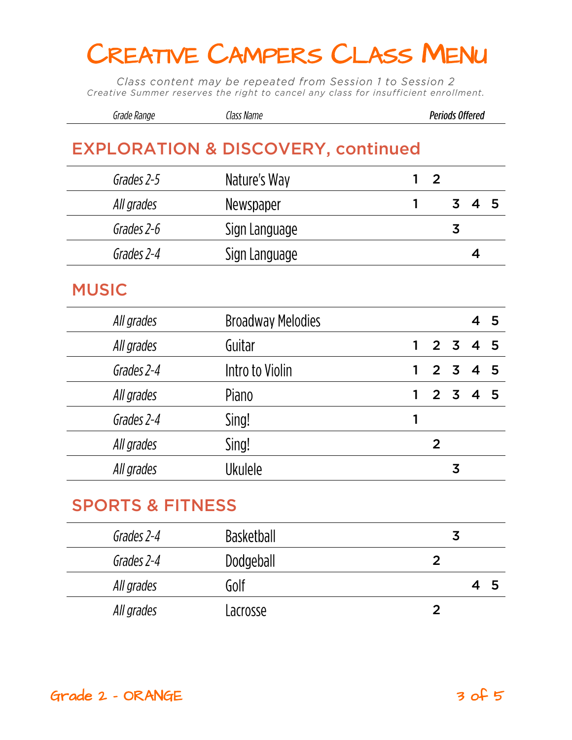# Creative Campers Class Menu

*Class content may be repeated from Session 1 to Session 2*
*Creative Summer reserves the right to cancel any class for insufficient enrollment.*

## EXPLORATION & DISCOVERY, continued

| Grade Range | Class Name | Periods Offered | | | | |
|---|---|---|---|---|---|---|
| *Grades 2-5* | Nature's Way | 1 | 2 | | | |
| *All grades* | Newspaper | 1 | | 3 | 4 | 5 |
| *Grades 2-6* | Sign Language | | | 3 | | |
| *Grades 2-4* | Sign Language | | | | 4 | |

## MUSIC

| Grade Range | Class Name | Periods Offered | | | | |
|---|---|---|---|---|---|---|
| *All grades* | Broadway Melodies | | | | 4 | 5 |
| *All grades* | Guitar | 1 | 2 | 3 | 4 | 5 |
| *Grades 2-4* | Intro to Violin | 1 | 2 | 3 | 4 | 5 |
| *All grades* | Piano | 1 | 2 | 3 | 4 | 5 |
| *Grades 2-4* | Sing! | 1 | | | | |
| *All grades* | Sing! | | 2 | | | |
| *All grades* | Ukulele | | | 3 | | |

## SPORTS & FITNESS

| Grade Range | Class Name | Periods Offered | | | | |
|---|---|---|---|---|---|---|
| *Grades 2-4* | Basketball | | | 3 | | |
| *Grades 2-4* | Dodgeball | | 2 | | | |
| *All grades* | Golf | | | | 4 | 5 |
| *All grades* | Lacrosse | | 2 | | | |

Grade 2 - ORANGE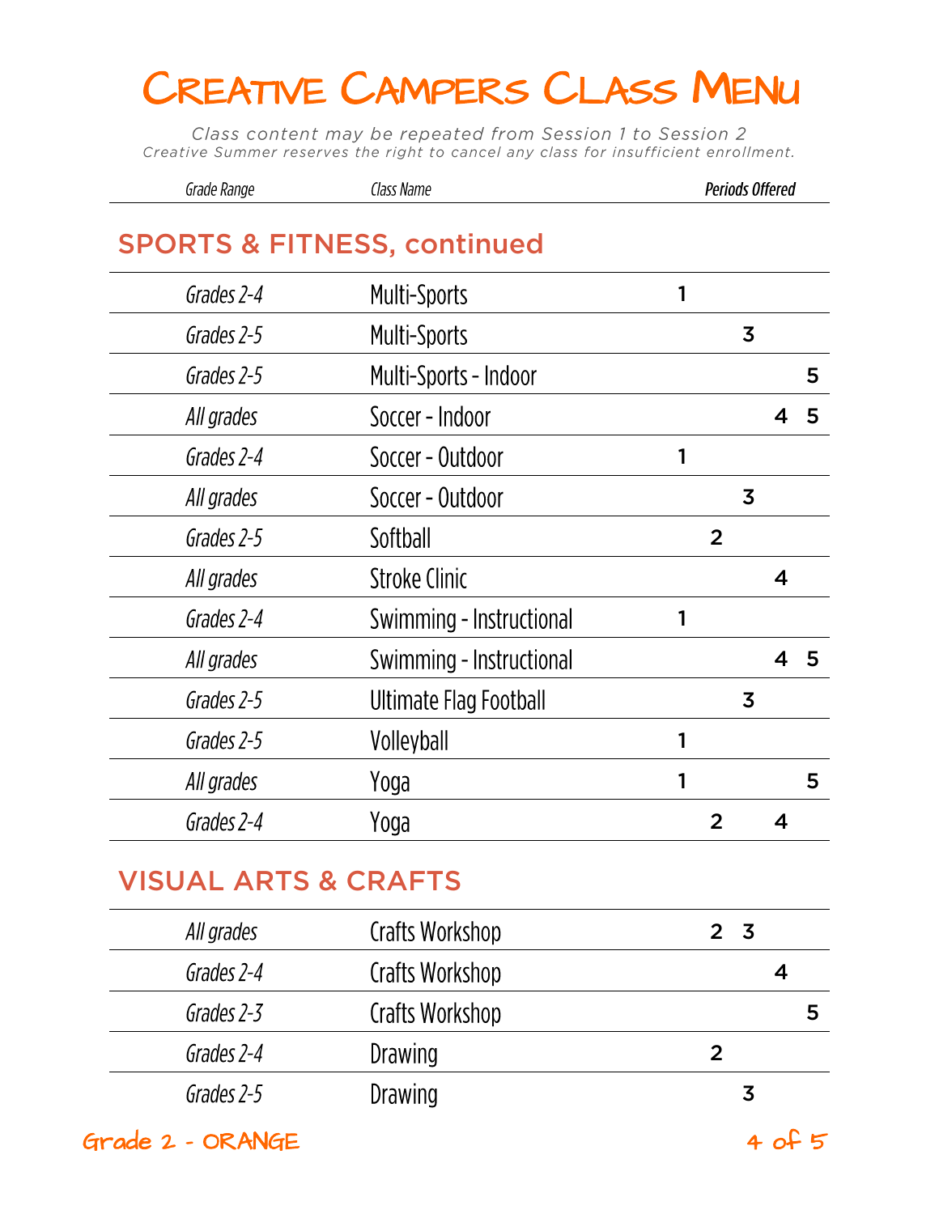# Creative Campers Class Menu

*Class content may be repeated from Session 1 to Session 2*
*Creative Summer reserves the right to cancel any class for insufficient enrollment.*

## SPORTS & FITNESS, continued

| Grade Range | Class Name | Periods Offered | | | | |
|---|---|---|---|---|---|---|
| Grades 2-4 | Multi-Sports | 1 | | | | |
| Grades 2-5 | Multi-Sports | | | 3 | | |
| Grades 2-5 | Multi-Sports - Indoor | | | | | 5 |
| All grades | Soccer - Indoor | | | | 4 | 5 |
| Grades 2-4 | Soccer - Outdoor | 1 | | | | |
| All grades | Soccer - Outdoor | | | 3 | | |
| Grades 2-5 | Softball | | 2 | | | |
| All grades | Stroke Clinic | | | | 4 | |
| Grades 2-4 | Swimming - Instructional | 1 | | | | |
| All grades | Swimming - Instructional | | | | 4 | 5 |
| Grades 2-5 | Ultimate Flag Football | | | 3 | | |
| Grades 2-5 | Volleyball | 1 | | | | |
| All grades | Yoga | 1 | | | | 5 |
| Grades 2-4 | Yoga | | 2 | | 4 | |

## VISUAL ARTS & CRAFTS

| Grade Range | Class Name | Periods Offered | | | | |
|---|---|---|---|---|---|---|
| All grades | Crafts Workshop | | 2 | 3 | | |
| Grades 2-4 | Crafts Workshop | | | | 4 | |
| Grades 2-3 | Crafts Workshop | | | | | 5 |
| Grades 2-4 | Drawing | | 2 | | | |
| Grades 2-5 | Drawing | | | 3 | | |

Grade 2 - ORANGE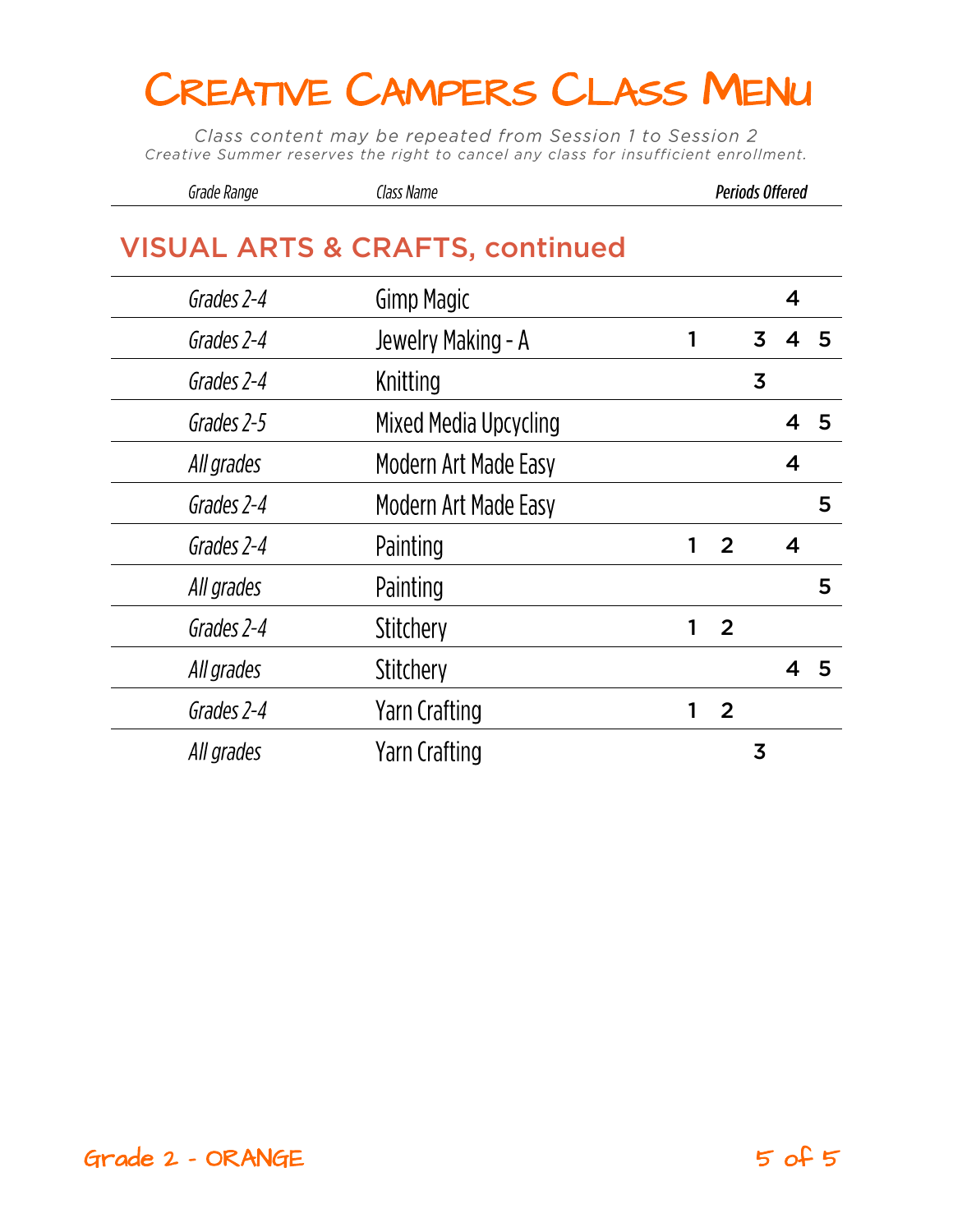# Creative Campers Class Menu

*Class content may be repeated from Session 1 to Session 2*
*Creative Summer reserves the right to cancel any class for insufficient enrollment.*

## VISUAL ARTS & CRAFTS, continued

| Grade Range | Class Name | Periods Offered | | | | |
|---|---|---|---|---|---|---|
| Grades 2-4 | Gimp Magic | | | | 4 | |
| Grades 2-4 | Jewelry Making - A | 1 | | 3 | 4 | 5 |
| Grades 2-4 | Knitting | | | 3 | | |
| Grades 2-5 | Mixed Media Upcycling | | | | 4 | 5 |
| All grades | Modern Art Made Easy | | | | 4 | |
| Grades 2-4 | Modern Art Made Easy | | | | | 5 |
| Grades 2-4 | Painting | 1 | 2 | | 4 | |
| All grades | Painting | | | | | 5 |
| Grades 2-4 | Stitchery | 1 | 2 | | | |
| All grades | Stitchery | | | | 4 | 5 |
| Grades 2-4 | Yarn Crafting | 1 | 2 | | | |
| All grades | Yarn Crafting | | | 3 | | |

Grade 2 - ORANGE